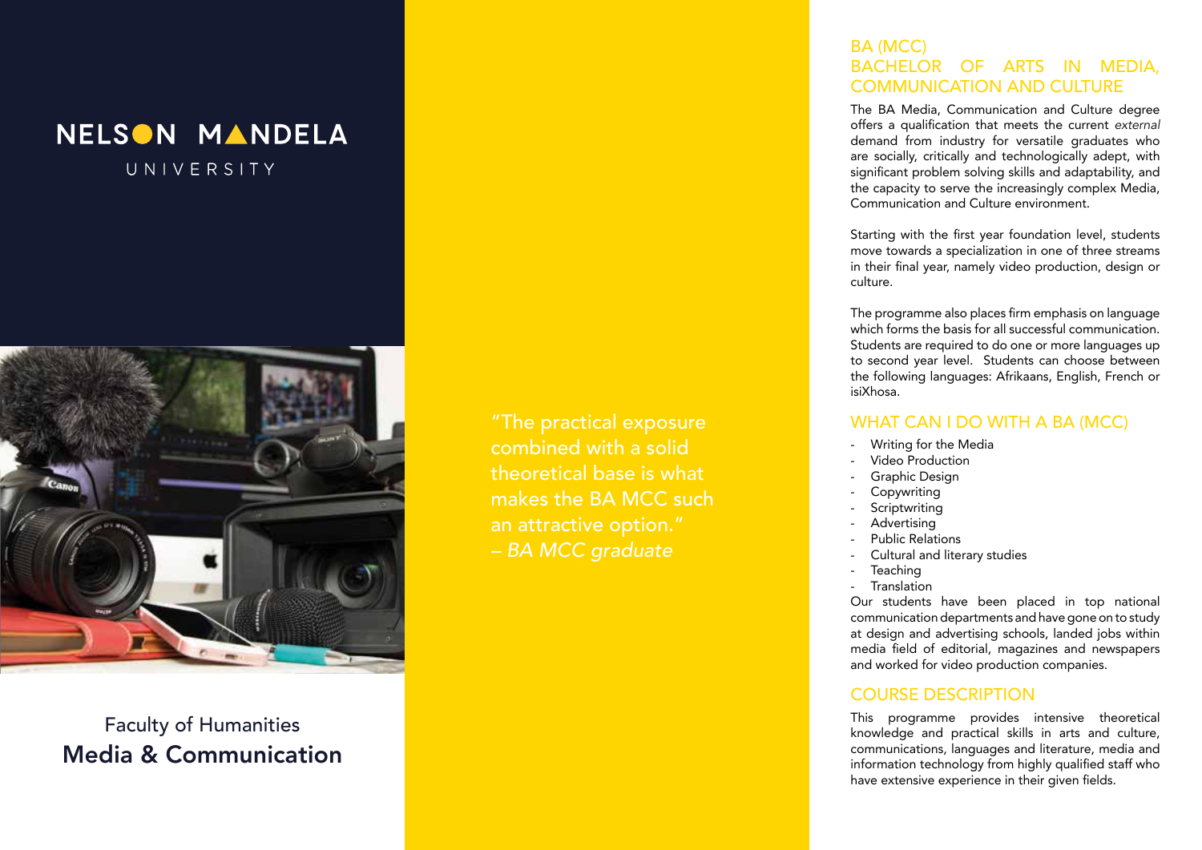# NELSON MANDELA UNIVERSITY

Faculty of Humanities

**Media & Communication**

"The practical exposure combined with a solid theoretical base is what makes the BA MCC such an attractive option."
*– BA MCC graduate*

## BA (MCC)
## BACHELOR OF ARTS IN MEDIA, COMMUNICATION AND CULTURE

The BA Media, Communication and Culture degree offers a qualification that meets the current *external* demand from industry for versatile graduates who are socially, critically and technologically adept, with significant problem solving skills and adaptability, and the capacity to serve the increasingly complex Media, Communication and Culture environment.

Starting with the first year foundation level, students move towards a specialization in one of three streams in their final year, namely video production, design or culture.

The programme also places firm emphasis on language which forms the basis for all successful communication. Students are required to do one or more languages up to second year level. Students can choose between the following languages: Afrikaans, English, French or isiXhosa.

## WHAT CAN I DO WITH A BA (MCC)

- Writing for the Media
- Video Production
- Graphic Design
- Copywriting
- Scriptwriting
- Advertising
- Public Relations
- Cultural and literary studies
- Teaching
- Translation

Our students have been placed in top national communication departments and have gone on to study at design and advertising schools, landed jobs within media field of editorial, magazines and newspapers and worked for video production companies.

## COURSE DESCRIPTION

This programme provides intensive theoretical knowledge and practical skills in arts and culture, communications, languages and literature, media and information technology from highly qualified staff who have extensive experience in their given fields.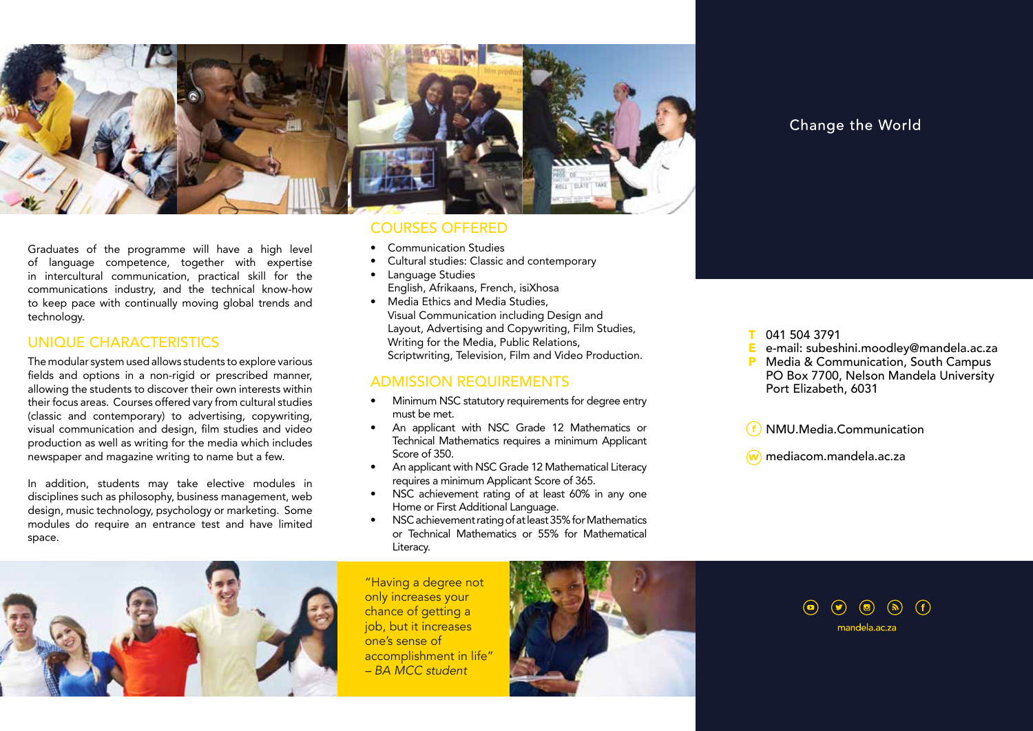Graduates of the programme will have a high level of language competence, together with expertise in intercultural communication, practical skill for the communications industry, and the technical know-how to keep pace with continually moving global trends and technology.

## UNIQUE CHARACTERISTICS

The modular system used allows students to explore various fields and options in a non-rigid or prescribed manner, allowing the students to discover their own interests within their focus areas. Courses offered vary from cultural studies (classic and contemporary) to advertising, copywriting, visual communication and design, film studies and video production as well as writing for the media which includes newspaper and magazine writing to name but a few.

In addition, students may take elective modules in disciplines such as philosophy, business management, web design, music technology, psychology or marketing. Some modules do require an entrance test and have limited space.

## COURSES OFFERED

- Communication Studies
- Cultural studies: Classic and contemporary
- Language Studies
  English, Afrikaans, French, isiXhosa
- Media Ethics and Media Studies,
  Visual Communication including Design and Layout, Advertising and Copywriting, Film Studies, Writing for the Media, Public Relations, Scriptwriting, Television, Film and Video Production.

## ADMISSION REQUIREMENTS

- Minimum NSC statutory requirements for degree entry must be met.
- An applicant with NSC Grade 12 Mathematics or Technical Mathematics requires a minimum Applicant Score of 350.
- An applicant with NSC Grade 12 Mathematical Literacy requires a minimum Applicant Score of 365.
- NSC achievement rating of at least 60% in any one Home or First Additional Language.
- NSC achievement rating of at least 35% for Mathematics or Technical Mathematics or 55% for Mathematical Literacy.

"Having a degree not only increases your chance of getting a job, but it increases one's sense of accomplishment in life"
*– BA MCC student*

Change the World

**T** 041 504 3791
**E** e-mail: subeshini.moodley@mandela.ac.za
**P** Media & Communication, South Campus
PO Box 7700, Nelson Mandela University
Port Elizabeth, 6031

NMU.Media.Communication

mediacom.mandela.ac.za

mandela.ac.za